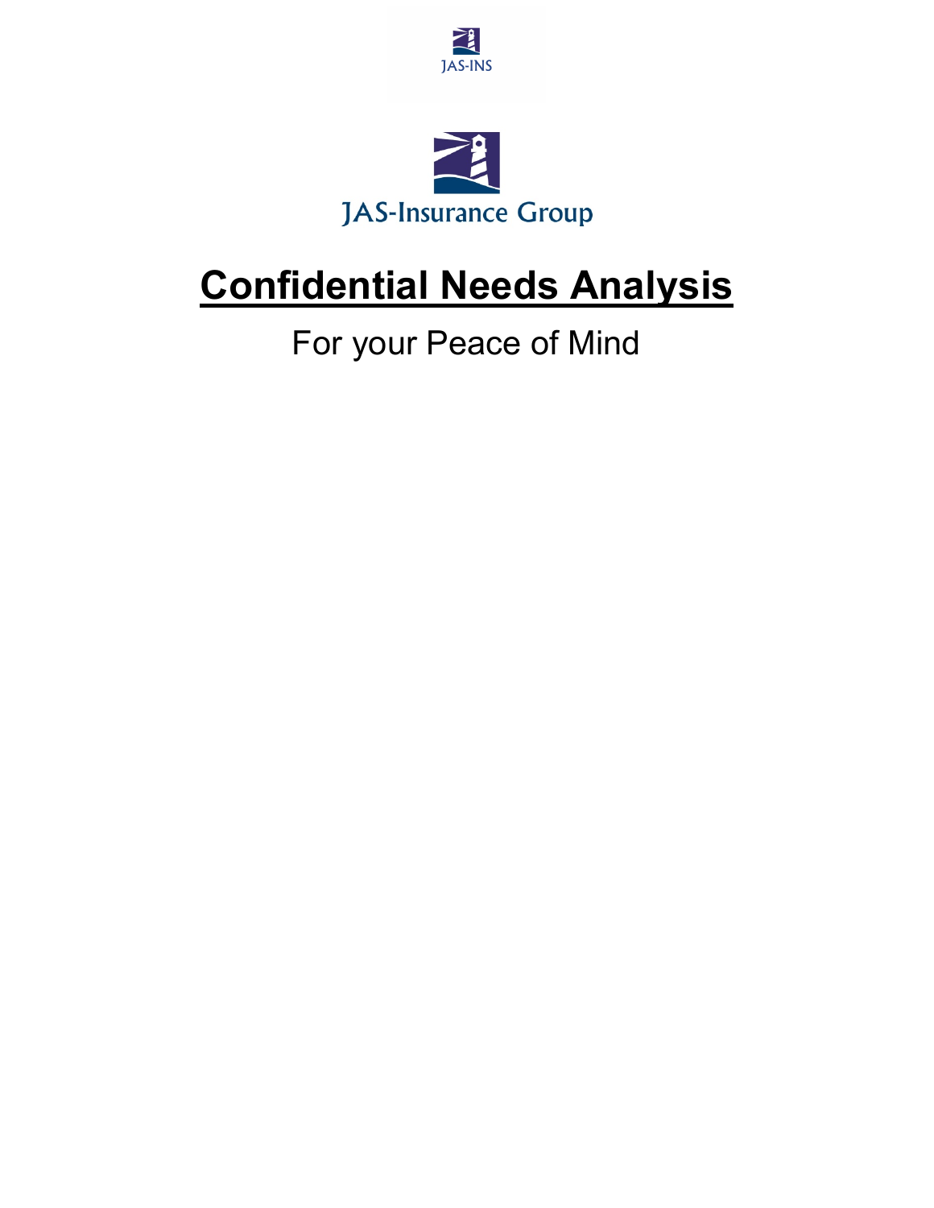JAS-INS

JAS-Insurance Group

# Confidential Needs Analysis

For your Peace of Mind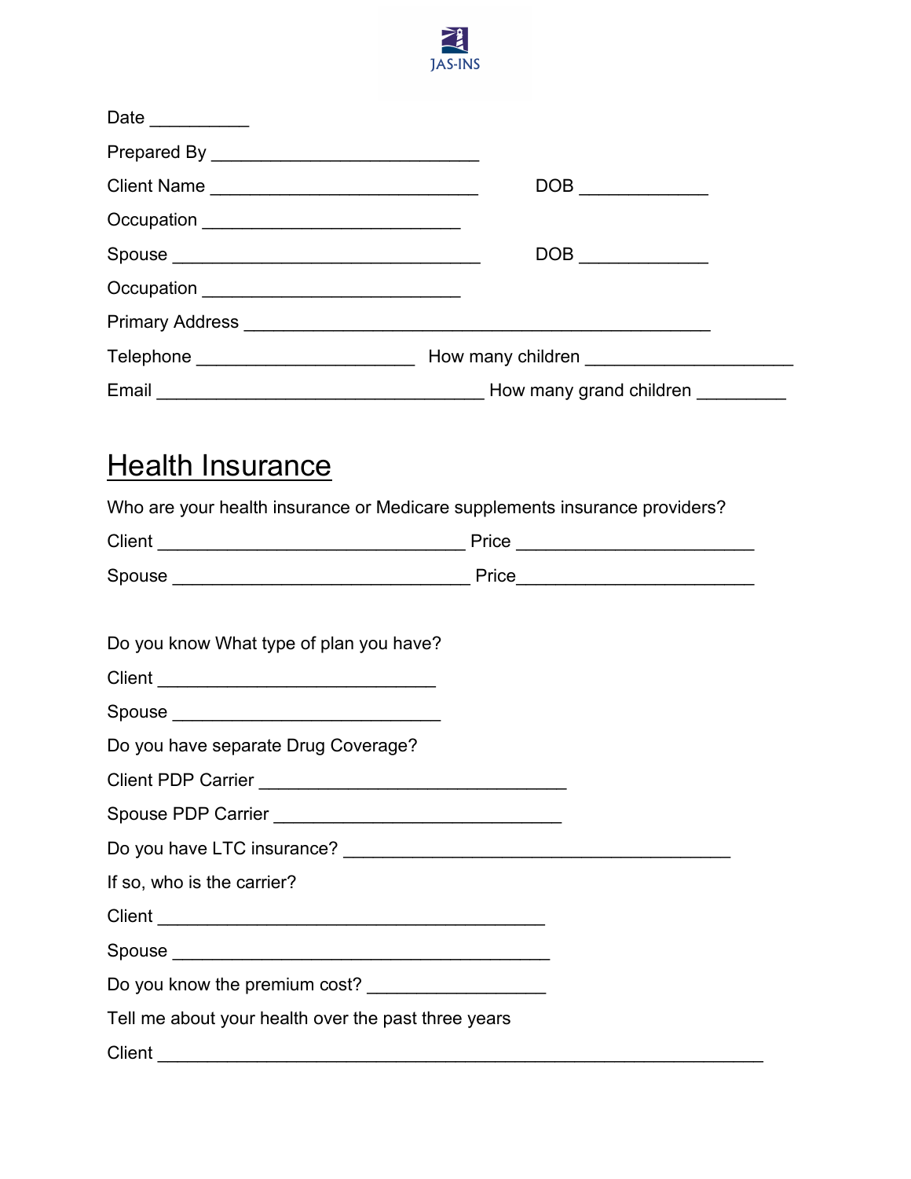JAS-INS

Date __________

Prepared By __________________________

Client Name __________________________ DOB _____________

Occupation _________________________

Spouse _____________________________ DOB _____________

Occupation _________________________

Primary Address _____________________________________________

Telephone _____________________ How many children ____________________

Email ________________________________ How many grand children _________

## Health Insurance

Who are your health insurance or Medicare supplements insurance providers?

Client ______________________________ Price _______________________

Spouse _____________________________ Price_______________________

Do you know What type of plan you have?

Client ___________________________

Spouse __________________________

Do you have separate Drug Coverage?

Client PDP Carrier ______________________________

Spouse PDP Carrier ____________________________

Do you have LTC insurance? ______________________________________

If so, who is the carrier?

Client ______________________________________

Spouse _____________________________________

Do you know the premium cost? _________________

Tell me about your health over the past three years

Client __________________________________________________________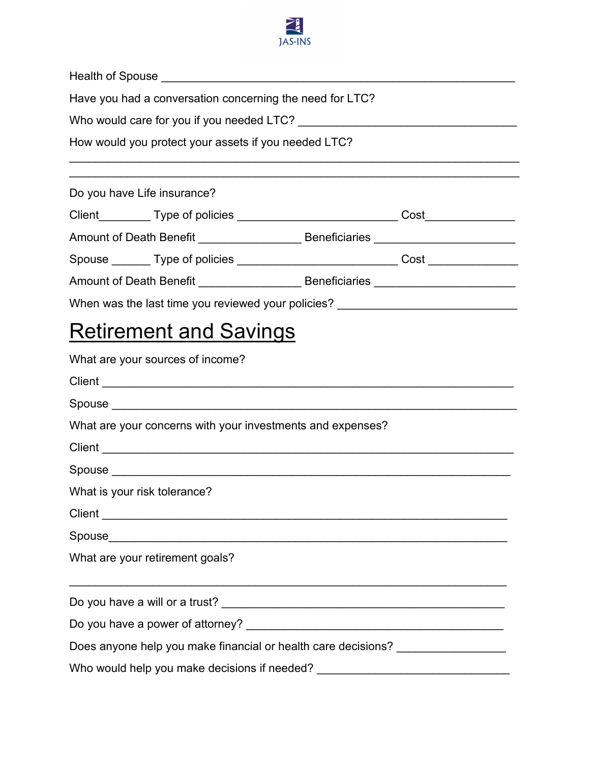Health of Spouse ______________________________________________________

Have you had a conversation concerning the need for LTC?

Who would care for you if you needed LTC? ___________________________________

How would you protect your assets if you needed LTC?

_____________________________________________________________________

_____________________________________________________________________

Do you have Life insurance?

Client________ Type of policies _________________________ Cost______________

Amount of Death Benefit ________________ Beneficiaries ______________________

Spouse ______ Type of policies _________________________ Cost ______________

Amount of Death Benefit ________________ Beneficiaries ______________________

When was the last time you reviewed your policies? ____________________________

# Retirement and Savings

What are your sources of income?

Client ________________________________________________________________

Spouse _______________________________________________________________

What are your concerns with your investments and expenses?

Client ________________________________________________________________

Spouse _______________________________________________________________

What is your risk tolerance?

Client ________________________________________________________________

Spouse_______________________________________________________________

What are your retirement goals?

_____________________________________________________________________

Do you have a will or a trust? ____________________________________________

Do you have a power of attorney? _________________________________________

Does anyone help you make financial or health care decisions? _________________

Who would help you make decisions if needed? ______________________________